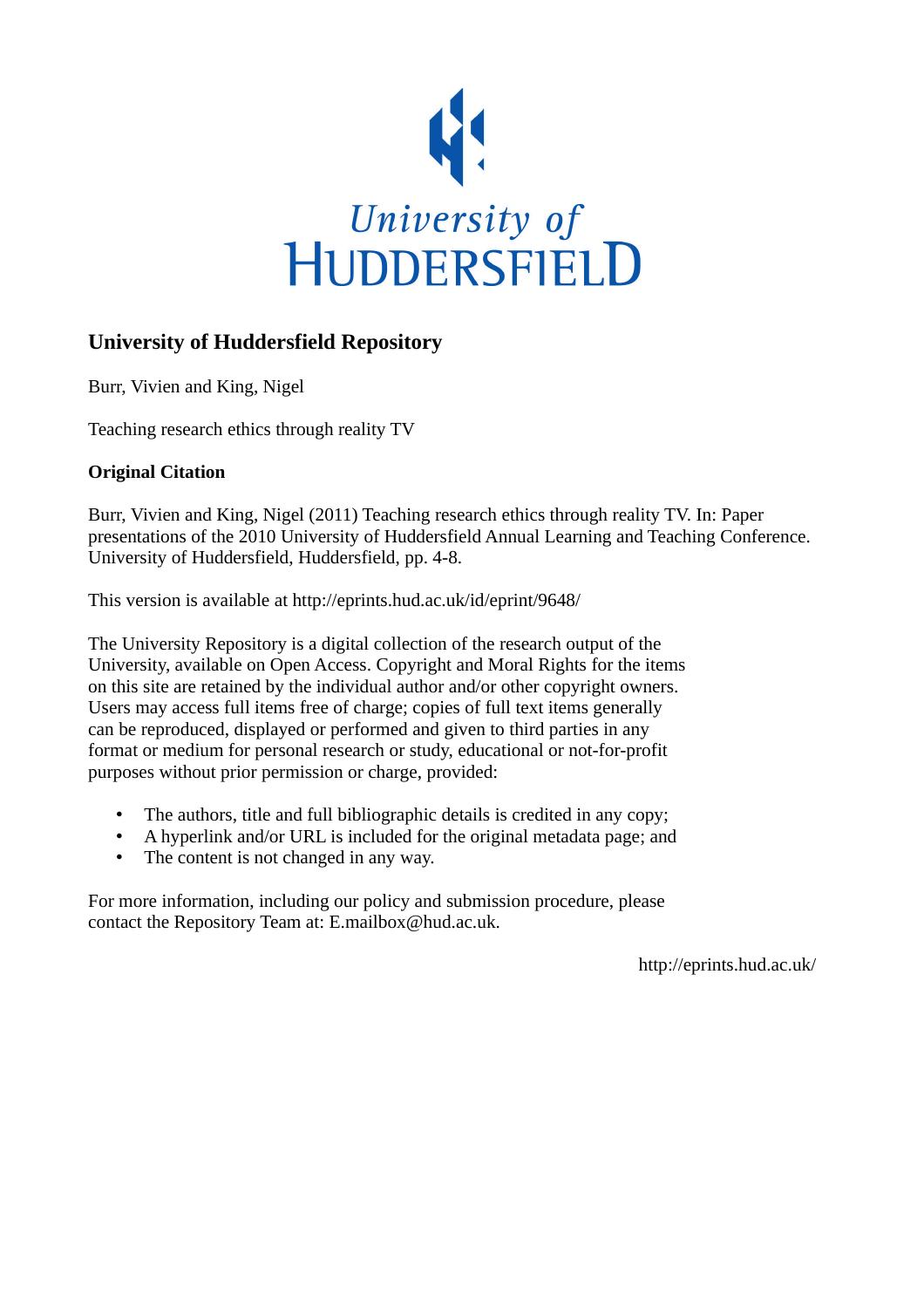University of
HUDDERSFIELD

# University of Huddersfield Repository

Burr, Vivien and King, Nigel

Teaching research ethics through reality TV

**Original Citation**

Burr, Vivien and King, Nigel (2011) Teaching research ethics through reality TV. In: Paper presentations of the 2010 University of Huddersfield Annual Learning and Teaching Conference. University of Huddersfield, Huddersfield, pp. 4-8.

This version is available at http://eprints.hud.ac.uk/id/eprint/9648/

The University Repository is a digital collection of the research output of the University, available on Open Access. Copyright and Moral Rights for the items on this site are retained by the individual author and/or other copyright owners. Users may access full items free of charge; copies of full text items generally can be reproduced, displayed or performed and given to third parties in any format or medium for personal research or study, educational or not-for-profit purposes without prior permission or charge, provided:

- The authors, title and full bibliographic details is credited in any copy;
- A hyperlink and/or URL is included for the original metadata page; and
- The content is not changed in any way.

For more information, including our policy and submission procedure, please contact the Repository Team at: E.mailbox@hud.ac.uk.

http://eprints.hud.ac.uk/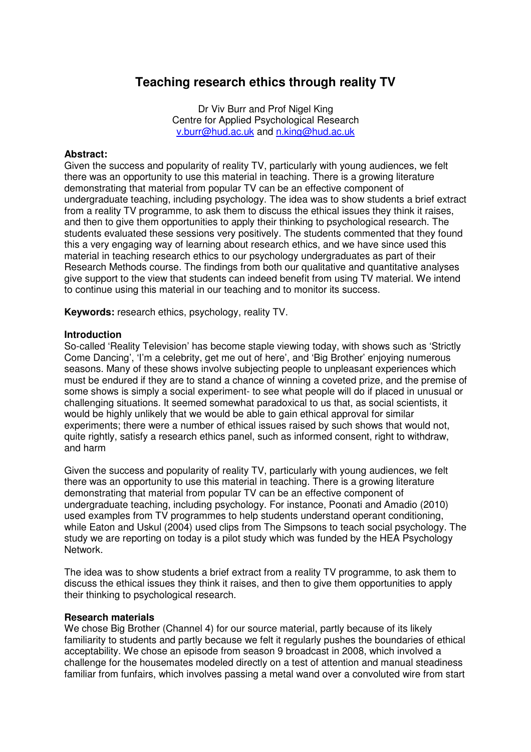# Teaching research ethics through reality TV

Dr Viv Burr and Prof Nigel King
Centre for Applied Psychological Research
v.burr@hud.ac.uk and n.king@hud.ac.uk

**Abstract:**
Given the success and popularity of reality TV, particularly with young audiences, we felt there was an opportunity to use this material in teaching. There is a growing literature demonstrating that material from popular TV can be an effective component of undergraduate teaching, including psychology. The idea was to show students a brief extract from a reality TV programme, to ask them to discuss the ethical issues they think it raises, and then to give them opportunities to apply their thinking to psychological research. The students evaluated these sessions very positively. The students commented that they found this a very engaging way of learning about research ethics, and we have since used this material in teaching research ethics to our psychology undergraduates as part of their Research Methods course. The findings from both our qualitative and quantitative analyses give support to the view that students can indeed benefit from using TV material. We intend to continue using this material in our teaching and to monitor its success.

**Keywords:** research ethics, psychology, reality TV.

## Introduction

So-called 'Reality Television' has become staple viewing today, with shows such as 'Strictly Come Dancing', 'I'm a celebrity, get me out of here', and 'Big Brother' enjoying numerous seasons. Many of these shows involve subjecting people to unpleasant experiences which must be endured if they are to stand a chance of winning a coveted prize, and the premise of some shows is simply a social experiment- to see what people will do if placed in unusual or challenging situations. It seemed somewhat paradoxical to us that, as social scientists, it would be highly unlikely that we would be able to gain ethical approval for similar experiments; there were a number of ethical issues raised by such shows that would not, quite rightly, satisfy a research ethics panel, such as informed consent, right to withdraw, and harm

Given the success and popularity of reality TV, particularly with young audiences, we felt there was an opportunity to use this material in teaching. There is a growing literature demonstrating that material from popular TV can be an effective component of undergraduate teaching, including psychology. For instance, Poonati and Amadio (2010) used examples from TV programmes to help students understand operant conditioning, while Eaton and Uskul (2004) used clips from The Simpsons to teach social psychology. The study we are reporting on today is a pilot study which was funded by the HEA Psychology Network.

The idea was to show students a brief extract from a reality TV programme, to ask them to discuss the ethical issues they think it raises, and then to give them opportunities to apply their thinking to psychological research.

## Research materials

We chose Big Brother (Channel 4) for our source material, partly because of its likely familiarity to students and partly because we felt it regularly pushes the boundaries of ethical acceptability. We chose an episode from season 9 broadcast in 2008, which involved a challenge for the housemates modeled directly on a test of attention and manual steadiness familiar from funfairs, which involves passing a metal wand over a convoluted wire from start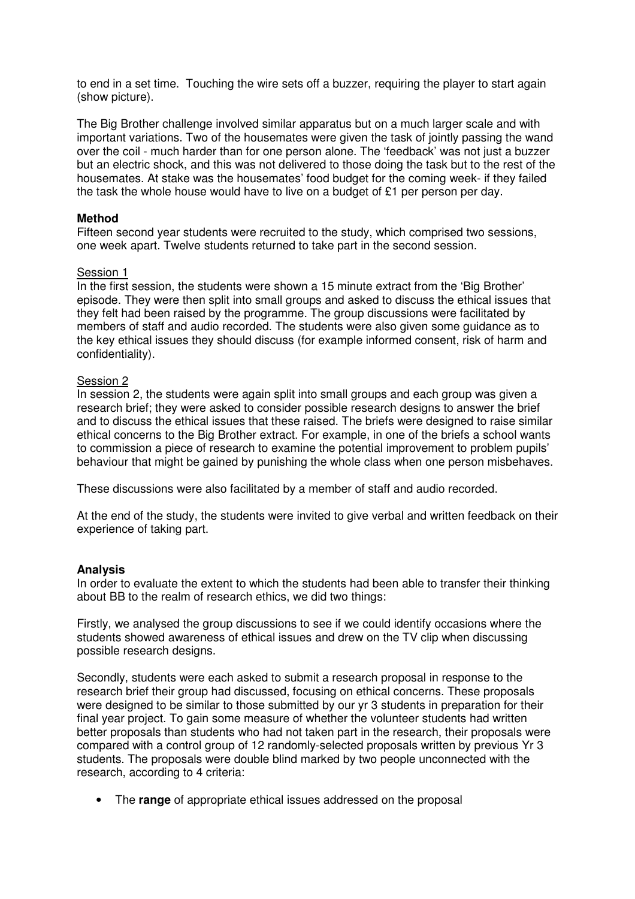to end in a set time. Touching the wire sets off a buzzer, requiring the player to start again (show picture).

The Big Brother challenge involved similar apparatus but on a much larger scale and with important variations. Two of the housemates were given the task of jointly passing the wand over the coil - much harder than for one person alone. The 'feedback' was not just a buzzer but an electric shock, and this was not delivered to those doing the task but to the rest of the housemates. At stake was the housemates' food budget for the coming week- if they failed the task the whole house would have to live on a budget of £1 per person per day.

**Method**

Fifteen second year students were recruited to the study, which comprised two sessions, one week apart. Twelve students returned to take part in the second session.

Session 1

In the first session, the students were shown a 15 minute extract from the 'Big Brother' episode. They were then split into small groups and asked to discuss the ethical issues that they felt had been raised by the programme. The group discussions were facilitated by members of staff and audio recorded. The students were also given some guidance as to the key ethical issues they should discuss (for example informed consent, risk of harm and confidentiality).

Session 2

In session 2, the students were again split into small groups and each group was given a research brief; they were asked to consider possible research designs to answer the brief and to discuss the ethical issues that these raised. The briefs were designed to raise similar ethical concerns to the Big Brother extract. For example, in one of the briefs a school wants to commission a piece of research to examine the potential improvement to problem pupils' behaviour that might be gained by punishing the whole class when one person misbehaves.

These discussions were also facilitated by a member of staff and audio recorded.

At the end of the study, the students were invited to give verbal and written feedback on their experience of taking part.

**Analysis**

In order to evaluate the extent to which the students had been able to transfer their thinking about BB to the realm of research ethics, we did two things:

Firstly, we analysed the group discussions to see if we could identify occasions where the students showed awareness of ethical issues and drew on the TV clip when discussing possible research designs.

Secondly, students were each asked to submit a research proposal in response to the research brief their group had discussed, focusing on ethical concerns. These proposals were designed to be similar to those submitted by our yr 3 students in preparation for their final year project. To gain some measure of whether the volunteer students had written better proposals than students who had not taken part in the research, their proposals were compared with a control group of 12 randomly-selected proposals written by previous Yr 3 students. The proposals were double blind marked by two people unconnected with the research, according to 4 criteria:

- The **range** of appropriate ethical issues addressed on the proposal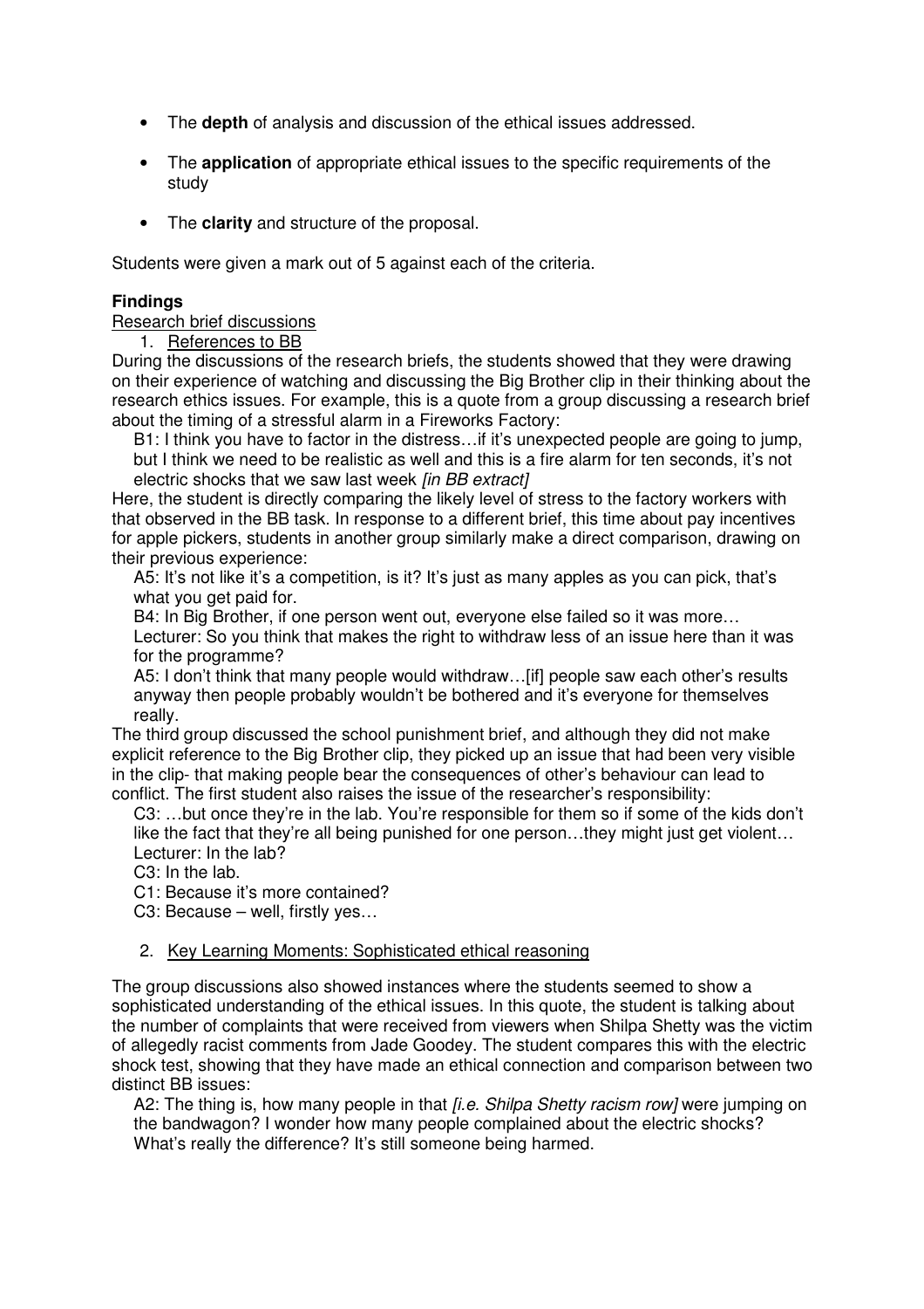- The **depth** of analysis and discussion of the ethical issues addressed.

- The **application** of appropriate ethical issues to the specific requirements of the study

- The **clarity** and structure of the proposal.

Students were given a mark out of 5 against each of the criteria.

**Findings**

Research brief discussions

1. References to BB

During the discussions of the research briefs, the students showed that they were drawing on their experience of watching and discussing the Big Brother clip in their thinking about the research ethics issues. For example, this is a quote from a group discussing a research brief about the timing of a stressful alarm in a Fireworks Factory:

> B1: I think you have to factor in the distress…if it's unexpected people are going to jump, but I think we need to be realistic as well and this is a fire alarm for ten seconds, it's not electric shocks that we saw last week *[in BB extract]*

Here, the student is directly comparing the likely level of stress to the factory workers with that observed in the BB task. In response to a different brief, this time about pay incentives for apple pickers, students in another group similarly make a direct comparison, drawing on their previous experience:

> A5: It's not like it's a competition, is it? It's just as many apples as you can pick, that's what you get paid for.
>
> B4: In Big Brother, if one person went out, everyone else failed so it was more…
>
> Lecturer: So you think that makes the right to withdraw less of an issue here than it was for the programme?
>
> A5: I don't think that many people would withdraw…[if] people saw each other's results anyway then people probably wouldn't be bothered and it's everyone for themselves really.

The third group discussed the school punishment brief, and although they did not make explicit reference to the Big Brother clip, they picked up an issue that had been very visible in the clip- that making people bear the consequences of other's behaviour can lead to conflict. The first student also raises the issue of the researcher's responsibility:

> C3: …but once they're in the lab. You're responsible for them so if some of the kids don't like the fact that they're all being punished for one person…they might just get violent…
>
> Lecturer: In the lab?
>
> C3: In the lab.
>
> C1: Because it's more contained?
>
> C3: Because – well, firstly yes…

2. Key Learning Moments: Sophisticated ethical reasoning

The group discussions also showed instances where the students seemed to show a sophisticated understanding of the ethical issues. In this quote, the student is talking about the number of complaints that were received from viewers when Shilpa Shetty was the victim of allegedly racist comments from Jade Goodey. The student compares this with the electric shock test, showing that they have made an ethical connection and comparison between two distinct BB issues:

> A2: The thing is, how many people in that *[i.e. Shilpa Shetty racism row]* were jumping on the bandwagon? I wonder how many people complained about the electric shocks? What's really the difference? It's still someone being harmed.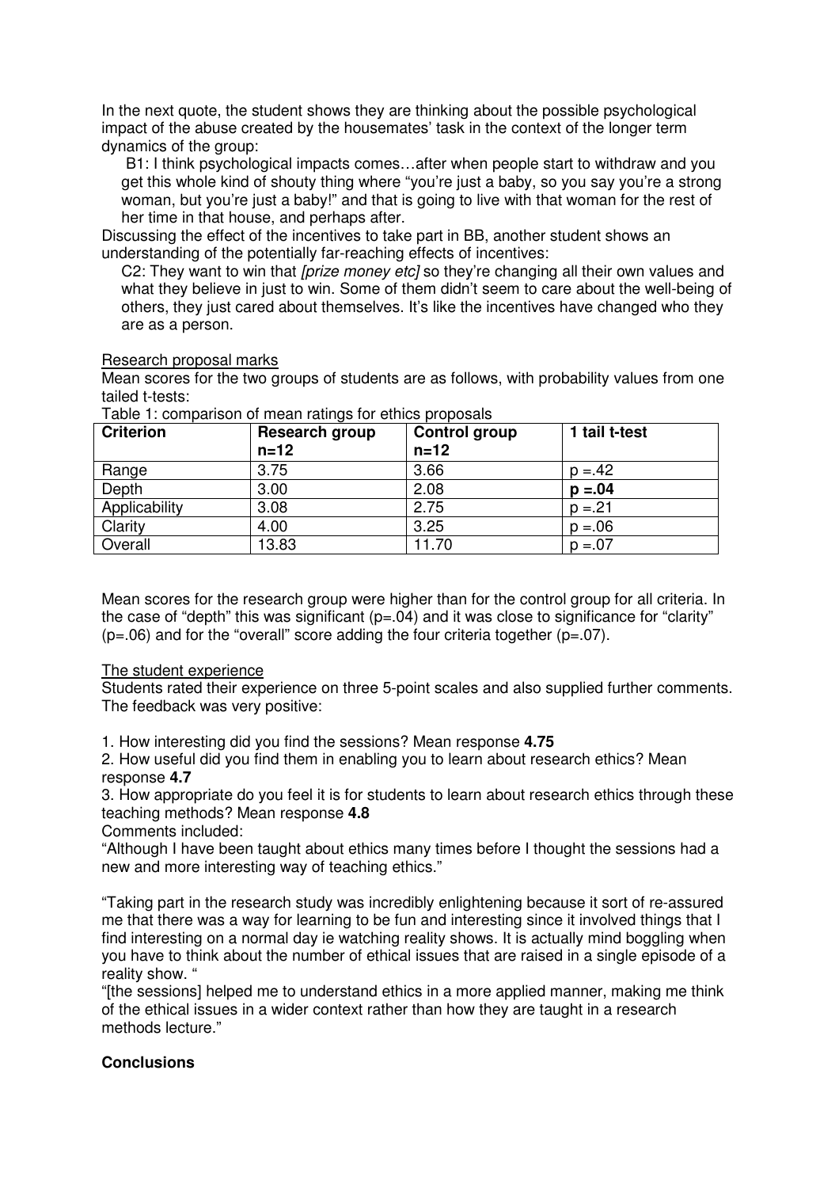In the next quote, the student shows they are thinking about the possible psychological impact of the abuse created by the housemates' task in the context of the longer term dynamics of the group:

> B1: I think psychological impacts comes…after when people start to withdraw and you get this whole kind of shouty thing where "you're just a baby, so you say you're a strong woman, but you're just a baby!" and that is going to live with that woman for the rest of her time in that house, and perhaps after.

Discussing the effect of the incentives to take part in BB, another student shows an understanding of the potentially far-reaching effects of incentives:

> C2: They want to win that *[prize money etc]* so they're changing all their own values and what they believe in just to win. Some of them didn't seem to care about the well-being of others, they just cared about themselves. It's like the incentives have changed who they are as a person.

<u>Research proposal marks</u>

Mean scores for the two groups of students are as follows, with probability values from one tailed t-tests:

Table 1: comparison of mean ratings for ethics proposals

| **Criterion** | **Research group n=12** | **Control group n=12** | **1 tail t-test** |
|---|---|---|---|
| Range | 3.75 | 3.66 | $p = .42$ |
| Depth | 3.00 | 2.08 | $\mathbf{p = .04}$ |
| Applicability | 3.08 | 2.75 | $p = .21$ |
| Clarity | 4.00 | 3.25 | $p = .06$ |
| Overall | 13.83 | 11.70 | $p = .07$ |

Mean scores for the research group were higher than for the control group for all criteria. In the case of "depth" this was significant ($p = .04$) and it was close to significance for "clarity" ($p = .06$) and for the "overall" score adding the four criteria together ($p = .07$).

<u>The student experience</u>

Students rated their experience on three 5-point scales and also supplied further comments. The feedback was very positive:

1. How interesting did you find the sessions? Mean response **4.75**
2. How useful did you find them in enabling you to learn about research ethics? Mean response **4.7**
3. How appropriate do you feel it is for students to learn about research ethics through these teaching methods? Mean response **4.8**

Comments included:

"Although I have been taught about ethics many times before I thought the sessions had a new and more interesting way of teaching ethics."

"Taking part in the research study was incredibly enlightening because it sort of re-assured me that there was a way for learning to be fun and interesting since it involved things that I find interesting on a normal day ie watching reality shows. It is actually mind boggling when you have to think about the number of ethical issues that are raised in a single episode of a reality show. "

"[the sessions] helped me to understand ethics in a more applied manner, making me think of the ethical issues in a wider context rather than how they are taught in a research methods lecture."

## Conclusions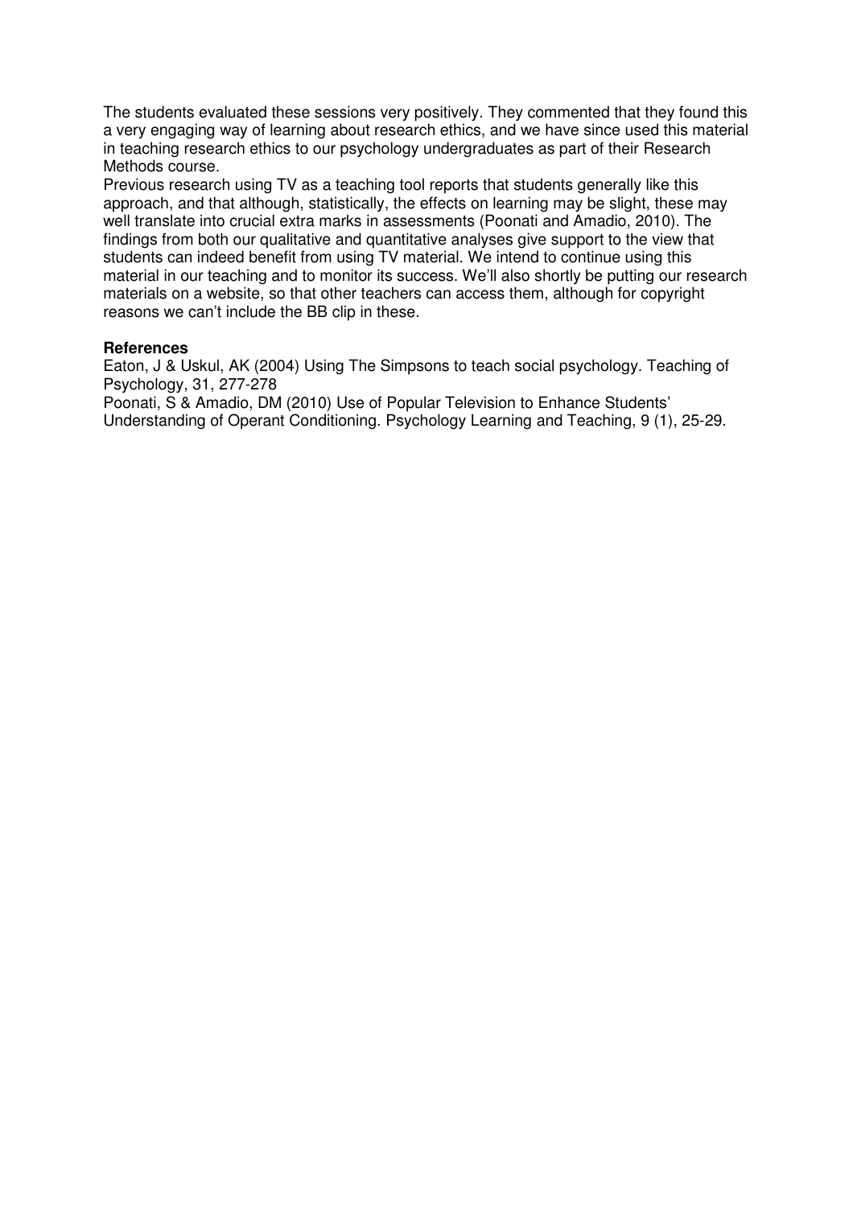The students evaluated these sessions very positively. They commented that they found this a very engaging way of learning about research ethics, and we have since used this material in teaching research ethics to our psychology undergraduates as part of their Research Methods course.

Previous research using TV as a teaching tool reports that students generally like this approach, and that although, statistically, the effects on learning may be slight, these may well translate into crucial extra marks in assessments (Poonati and Amadio, 2010). The findings from both our qualitative and quantitative analyses give support to the view that students can indeed benefit from using TV material. We intend to continue using this material in our teaching and to monitor its success. We'll also shortly be putting our research materials on a website, so that other teachers can access them, although for copyright reasons we can't include the BB clip in these.

**References**

Eaton, J & Uskul, AK (2004) Using The Simpsons to teach social psychology. Teaching of Psychology, 31, 277-278

Poonati, S & Amadio, DM (2010) Use of Popular Television to Enhance Students' Understanding of Operant Conditioning. Psychology Learning and Teaching, 9 (1), 25-29.